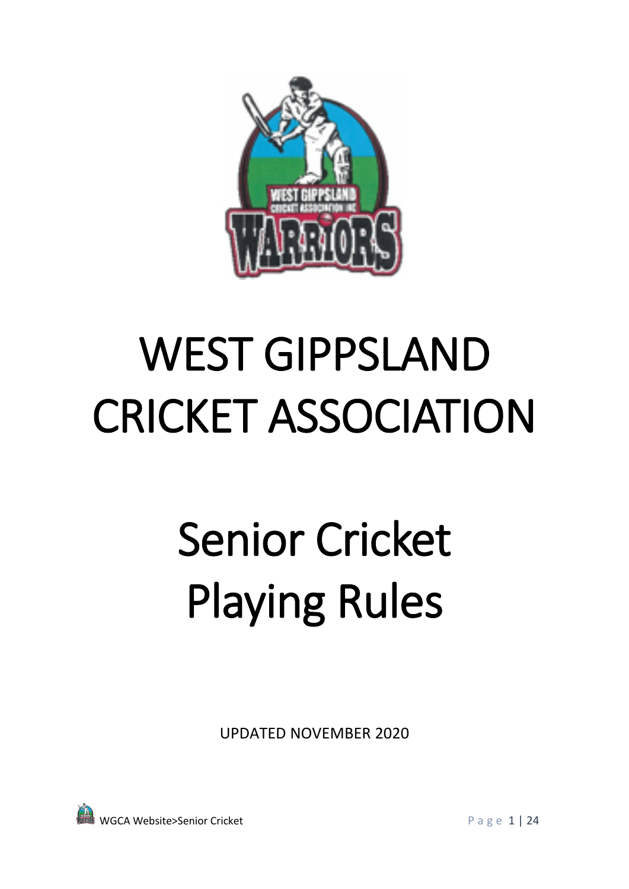# WEST GIPPSLAND CRICKET ASSOCIATION

# Senior Cricket Playing Rules

UPDATED NOVEMBER 2020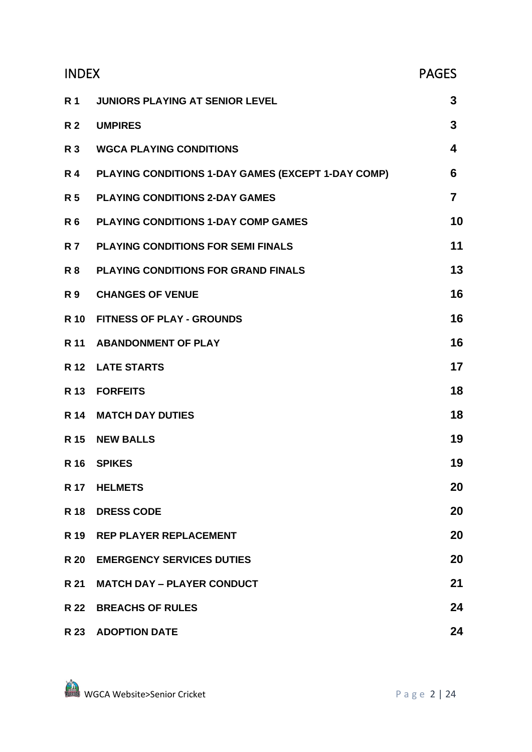| INDEX | | PAGES |
|---|---|---|
| **R 1** | **JUNIORS PLAYING AT SENIOR LEVEL** | **3** |
| **R 2** | **UMPIRES** | **3** |
| **R 3** | **WGCA PLAYING CONDITIONS** | **4** |
| **R 4** | **PLAYING CONDITIONS 1-DAY GAMES (EXCEPT 1-DAY COMP)** | **6** |
| **R 5** | **PLAYING CONDITIONS 2-DAY GAMES** | **7** |
| **R 6** | **PLAYING CONDITIONS 1-DAY COMP GAMES** | **10** |
| **R 7** | **PLAYING CONDITIONS FOR SEMI FINALS** | **11** |
| **R 8** | **PLAYING CONDITIONS FOR GRAND FINALS** | **13** |
| **R 9** | **CHANGES OF VENUE** | **16** |
| **R 10** | **FITNESS OF PLAY - GROUNDS** | **16** |
| **R 11** | **ABANDONMENT OF PLAY** | **16** |
| **R 12** | **LATE STARTS** | **17** |
| **R 13** | **FORFEITS** | **18** |
| **R 14** | **MATCH DAY DUTIES** | **18** |
| **R 15** | **NEW BALLS** | **19** |
| **R 16** | **SPIKES** | **19** |
| **R 17** | **HELMETS** | **20** |
| **R 18** | **DRESS CODE** | **20** |
| **R 19** | **REP PLAYER REPLACEMENT** | **20** |
| **R 20** | **EMERGENCY SERVICES DUTIES** | **20** |
| **R 21** | **MATCH DAY – PLAYER CONDUCT** | **21** |
| **R 22** | **BREACHS OF RULES** | **24** |
| **R 23** | **ADOPTION DATE** | **24** |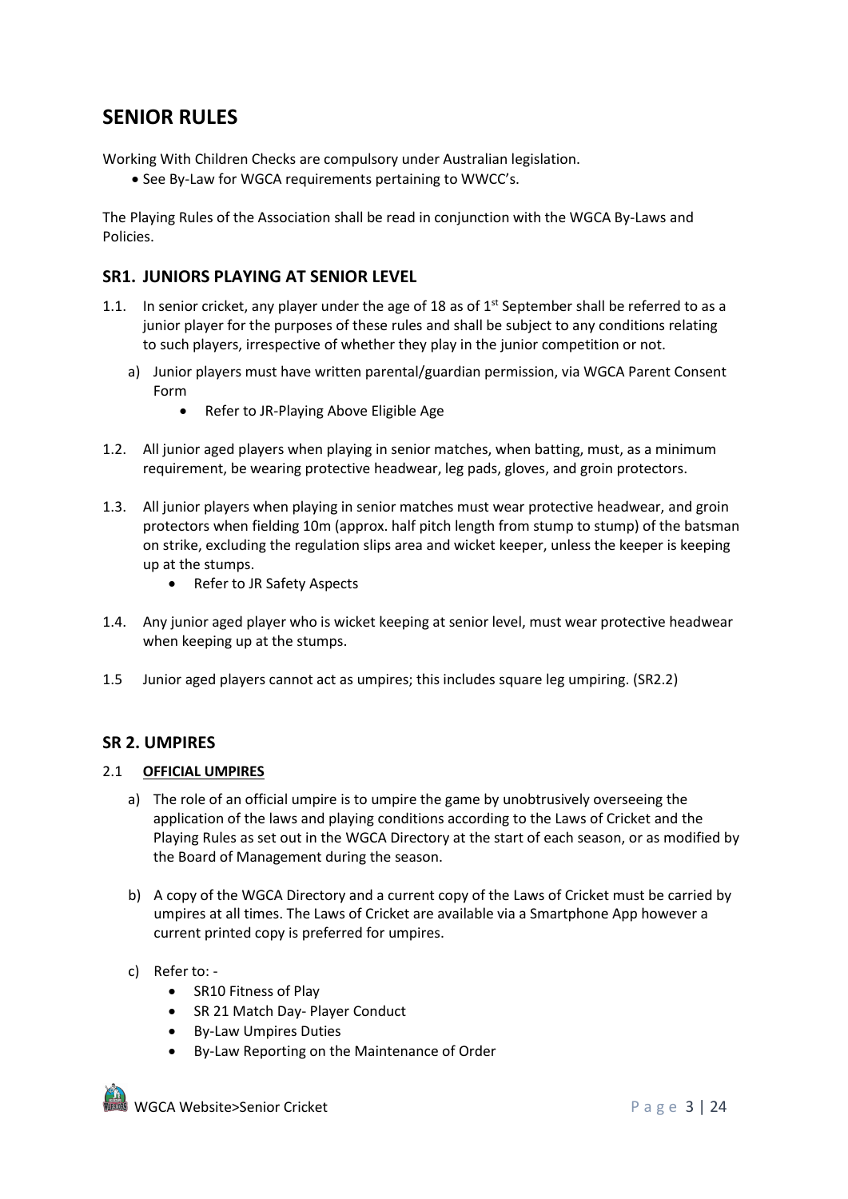# SENIOR RULES

Working With Children Checks are compulsory under Australian legislation.

- See By-Law for WGCA requirements pertaining to WWCC's.

The Playing Rules of the Association shall be read in conjunction with the WGCA By-Laws and Policies.

## SR1. JUNIORS PLAYING AT SENIOR LEVEL

1.1. In senior cricket, any player under the age of 18 as of 1st September shall be referred to as a junior player for the purposes of these rules and shall be subject to any conditions relating to such players, irrespective of whether they play in the junior competition or not.

   a) Junior players must have written parental/guardian permission, via WGCA Parent Consent Form
      - Refer to JR-Playing Above Eligible Age

1.2. All junior aged players when playing in senior matches, when batting, must, as a minimum requirement, be wearing protective headwear, leg pads, gloves, and groin protectors.

1.3. All junior players when playing in senior matches must wear protective headwear, and groin protectors when fielding 10m (approx. half pitch length from stump to stump) of the batsman on strike, excluding the regulation slips area and wicket keeper, unless the keeper is keeping up at the stumps.
   - Refer to JR Safety Aspects

1.4. Any junior aged player who is wicket keeping at senior level, must wear protective headwear when keeping up at the stumps.

1.5 Junior aged players cannot act as umpires; this includes square leg umpiring. (SR2.2)

## SR 2. UMPIRES

### 2.1 OFFICIAL UMPIRES

a) The role of an official umpire is to umpire the game by unobtrusively overseeing the application of the laws and playing conditions according to the Laws of Cricket and the Playing Rules as set out in the WGCA Directory at the start of each season, or as modified by the Board of Management during the season.

b) A copy of the WGCA Directory and a current copy of the Laws of Cricket must be carried by umpires at all times. The Laws of Cricket are available via a Smartphone App however a current printed copy is preferred for umpires.

c) Refer to: -
   - SR10 Fitness of Play
   - SR 21 Match Day- Player Conduct
   - By-Law Umpires Duties
   - By-Law Reporting on the Maintenance of Order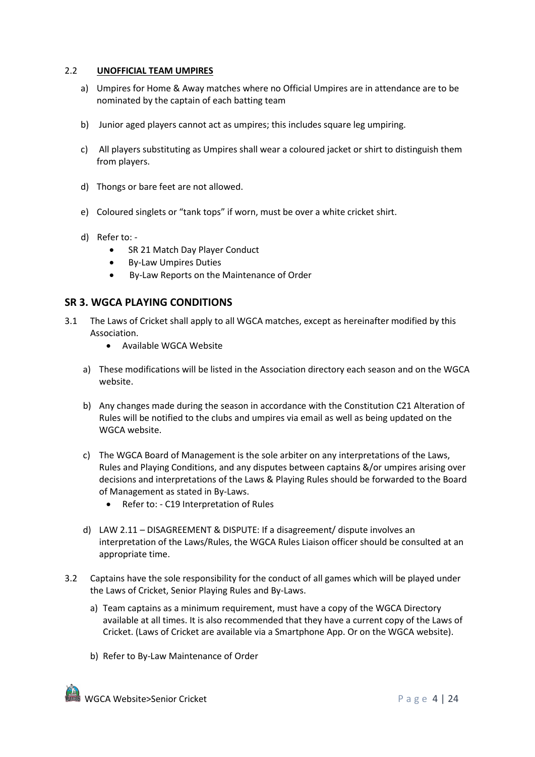2.2 **UNOFFICIAL TEAM UMPIRES**

a) Umpires for Home & Away matches where no Official Umpires are in attendance are to be nominated by the captain of each batting team

b) Junior aged players cannot act as umpires; this includes square leg umpiring.

c) All players substituting as Umpires shall wear a coloured jacket or shirt to distinguish them from players.

d) Thongs or bare feet are not allowed.

e) Coloured singlets or "tank tops" if worn, must be over a white cricket shirt.

d) Refer to: -
   - SR 21 Match Day Player Conduct
   - By-Law Umpires Duties
   - By-Law Reports on the Maintenance of Order

## SR 3. WGCA PLAYING CONDITIONS

3.1 The Laws of Cricket shall apply to all WGCA matches, except as hereinafter modified by this Association.
   - Available WGCA Website

   a) These modifications will be listed in the Association directory each season and on the WGCA website.

   b) Any changes made during the season in accordance with the Constitution C21 Alteration of Rules will be notified to the clubs and umpires via email as well as being updated on the WGCA website.

   c) The WGCA Board of Management is the sole arbiter on any interpretations of the Laws, Rules and Playing Conditions, and any disputes between captains &/or umpires arising over decisions and interpretations of the Laws & Playing Rules should be forwarded to the Board of Management as stated in By-Laws.
      - Refer to: - C19 Interpretation of Rules

   d) LAW 2.11 – DISAGREEMENT & DISPUTE: If a disagreement/ dispute involves an interpretation of the Laws/Rules, the WGCA Rules Liaison officer should be consulted at an appropriate time.

3.2 Captains have the sole responsibility for the conduct of all games which will be played under the Laws of Cricket, Senior Playing Rules and By-Laws.

   a) Team captains as a minimum requirement, must have a copy of the WGCA Directory available at all times. It is also recommended that they have a current copy of the Laws of Cricket. (Laws of Cricket are available via a Smartphone App. Or on the WGCA website).

   b) Refer to By-Law Maintenance of Order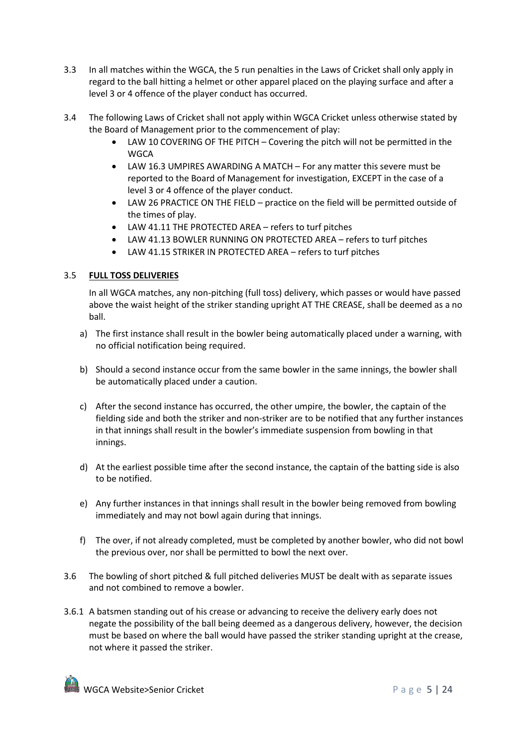3.3 In all matches within the WGCA, the 5 run penalties in the Laws of Cricket shall only apply in regard to the ball hitting a helmet or other apparel placed on the playing surface and after a level 3 or 4 offence of the player conduct has occurred.

3.4 The following Laws of Cricket shall not apply within WGCA Cricket unless otherwise stated by the Board of Management prior to the commencement of play:

- LAW 10 COVERING OF THE PITCH – Covering the pitch will not be permitted in the WGCA
- LAW 16.3 UMPIRES AWARDING A MATCH – For any matter this severe must be reported to the Board of Management for investigation, EXCEPT in the case of a level 3 or 4 offence of the player conduct.
- LAW 26 PRACTICE ON THE FIELD – practice on the field will be permitted outside of the times of play.
- LAW 41.11 THE PROTECTED AREA – refers to turf pitches
- LAW 41.13 BOWLER RUNNING ON PROTECTED AREA – refers to turf pitches
- LAW 41.15 STRIKER IN PROTECTED AREA – refers to turf pitches

3.5 **FULL TOSS DELIVERIES**

In all WGCA matches, any non-pitching (full toss) delivery, which passes or would have passed above the waist height of the striker standing upright AT THE CREASE, shall be deemed as a no ball.

a) The first instance shall result in the bowler being automatically placed under a warning, with no official notification being required.

b) Should a second instance occur from the same bowler in the same innings, the bowler shall be automatically placed under a caution.

c) After the second instance has occurred, the other umpire, the bowler, the captain of the fielding side and both the striker and non-striker are to be notified that any further instances in that innings shall result in the bowler's immediate suspension from bowling in that innings.

d) At the earliest possible time after the second instance, the captain of the batting side is also to be notified.

e) Any further instances in that innings shall result in the bowler being removed from bowling immediately and may not bowl again during that innings.

f) The over, if not already completed, must be completed by another bowler, who did not bowl the previous over, nor shall be permitted to bowl the next over.

3.6 The bowling of short pitched & full pitched deliveries MUST be dealt with as separate issues and not combined to remove a bowler.

3.6.1 A batsmen standing out of his crease or advancing to receive the delivery early does not negate the possibility of the ball being deemed as a dangerous delivery, however, the decision must be based on where the ball would have passed the striker standing upright at the crease, not where it passed the striker.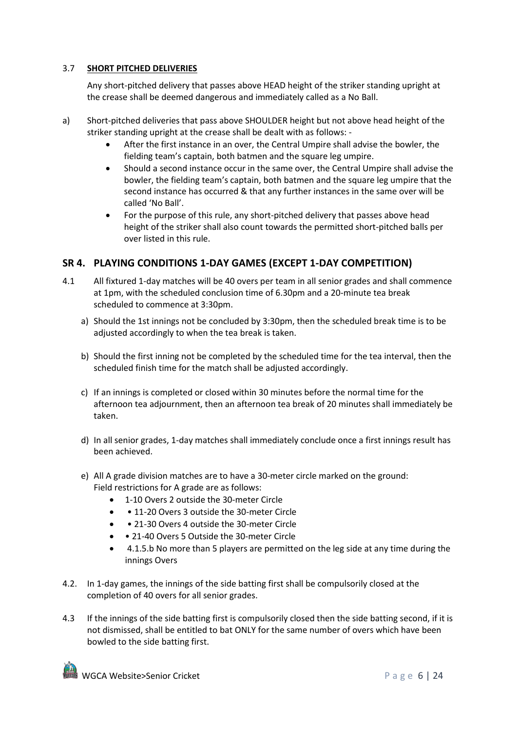3.7 **SHORT PITCHED DELIVERIES**

Any short-pitched delivery that passes above HEAD height of the striker standing upright at the crease shall be deemed dangerous and immediately called as a No Ball.

a) Short-pitched deliveries that pass above SHOULDER height but not above head height of the striker standing upright at the crease shall be dealt with as follows: -
   - After the first instance in an over, the Central Umpire shall advise the bowler, the fielding team's captain, both batmen and the square leg umpire.
   - Should a second instance occur in the same over, the Central Umpire shall advise the bowler, the fielding team's captain, both batmen and the square leg umpire that the second instance has occurred & that any further instances in the same over will be called 'No Ball'.
   - For the purpose of this rule, any short-pitched delivery that passes above head height of the striker shall also count towards the permitted short-pitched balls per over listed in this rule.

## SR 4. PLAYING CONDITIONS 1-DAY GAMES (EXCEPT 1-DAY COMPETITION)

4.1 All fixtured 1-day matches will be 40 overs per team in all senior grades and shall commence at 1pm, with the scheduled conclusion time of 6.30pm and a 20-minute tea break scheduled to commence at 3:30pm.

a) Should the 1st innings not be concluded by 3:30pm, then the scheduled break time is to be adjusted accordingly to when the tea break is taken.

b) Should the first inning not be completed by the scheduled time for the tea interval, then the scheduled finish time for the match shall be adjusted accordingly.

c) If an innings is completed or closed within 30 minutes before the normal time for the afternoon tea adjournment, then an afternoon tea break of 20 minutes shall immediately be taken.

d) In all senior grades, 1-day matches shall immediately conclude once a first innings result has been achieved.

e) All A grade division matches are to have a 30-meter circle marked on the ground:
Field restrictions for A grade are as follows:
   - 1-10 Overs 2 outside the 30-meter Circle
   - • 11-20 Overs 3 outside the 30-meter Circle
   - • 21-30 Overs 4 outside the 30-meter Circle
   - • 21-40 Overs 5 Outside the 30-meter Circle
   - 4.1.5.b No more than 5 players are permitted on the leg side at any time during the innings Overs

4.2. In 1-day games, the innings of the side batting first shall be compulsorily closed at the completion of 40 overs for all senior grades.

4.3 If the innings of the side batting first is compulsorily closed then the side batting second, if it is not dismissed, shall be entitled to bat ONLY for the same number of overs which have been bowled to the side batting first.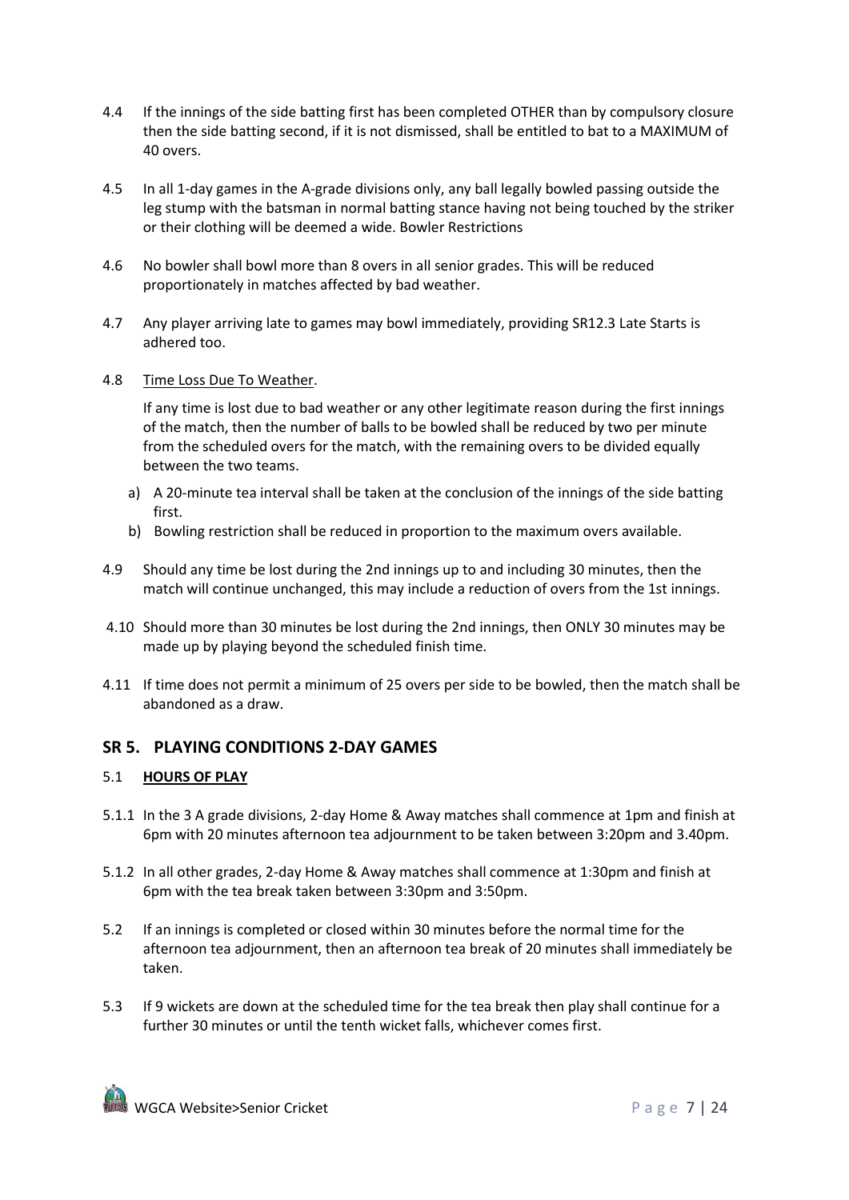4.4 If the innings of the side batting first has been completed OTHER than by compulsory closure then the side batting second, if it is not dismissed, shall be entitled to bat to a MAXIMUM of 40 overs.

4.5 In all 1-day games in the A-grade divisions only, any ball legally bowled passing outside the leg stump with the batsman in normal batting stance having not being touched by the striker or their clothing will be deemed a wide. Bowler Restrictions

4.6 No bowler shall bowl more than 8 overs in all senior grades. This will be reduced proportionately in matches affected by bad weather.

4.7 Any player arriving late to games may bowl immediately, providing SR12.3 Late Starts is adhered too.

4.8 <u>Time Loss Due To Weather</u>.

If any time is lost due to bad weather or any other legitimate reason during the first innings of the match, then the number of balls to be bowled shall be reduced by two per minute from the scheduled overs for the match, with the remaining overs to be divided equally between the two teams.

a) A 20-minute tea interval shall be taken at the conclusion of the innings of the side batting first.
b) Bowling restriction shall be reduced in proportion to the maximum overs available.

4.9 Should any time be lost during the 2nd innings up to and including 30 minutes, then the match will continue unchanged, this may include a reduction of overs from the 1st innings.

4.10 Should more than 30 minutes be lost during the 2nd innings, then ONLY 30 minutes may be made up by playing beyond the scheduled finish time.

4.11 If time does not permit a minimum of 25 overs per side to be bowled, then the match shall be abandoned as a draw.

## SR 5. PLAYING CONDITIONS 2-DAY GAMES

5.1 <u>**HOURS OF PLAY**</u>

5.1.1 In the 3 A grade divisions, 2-day Home & Away matches shall commence at 1pm and finish at 6pm with 20 minutes afternoon tea adjournment to be taken between 3:20pm and 3.40pm.

5.1.2 In all other grades, 2-day Home & Away matches shall commence at 1:30pm and finish at 6pm with the tea break taken between 3:30pm and 3:50pm.

5.2 If an innings is completed or closed within 30 minutes before the normal time for the afternoon tea adjournment, then an afternoon tea break of 20 minutes shall immediately be taken.

5.3 If 9 wickets are down at the scheduled time for the tea break then play shall continue for a further 30 minutes or until the tenth wicket falls, whichever comes first.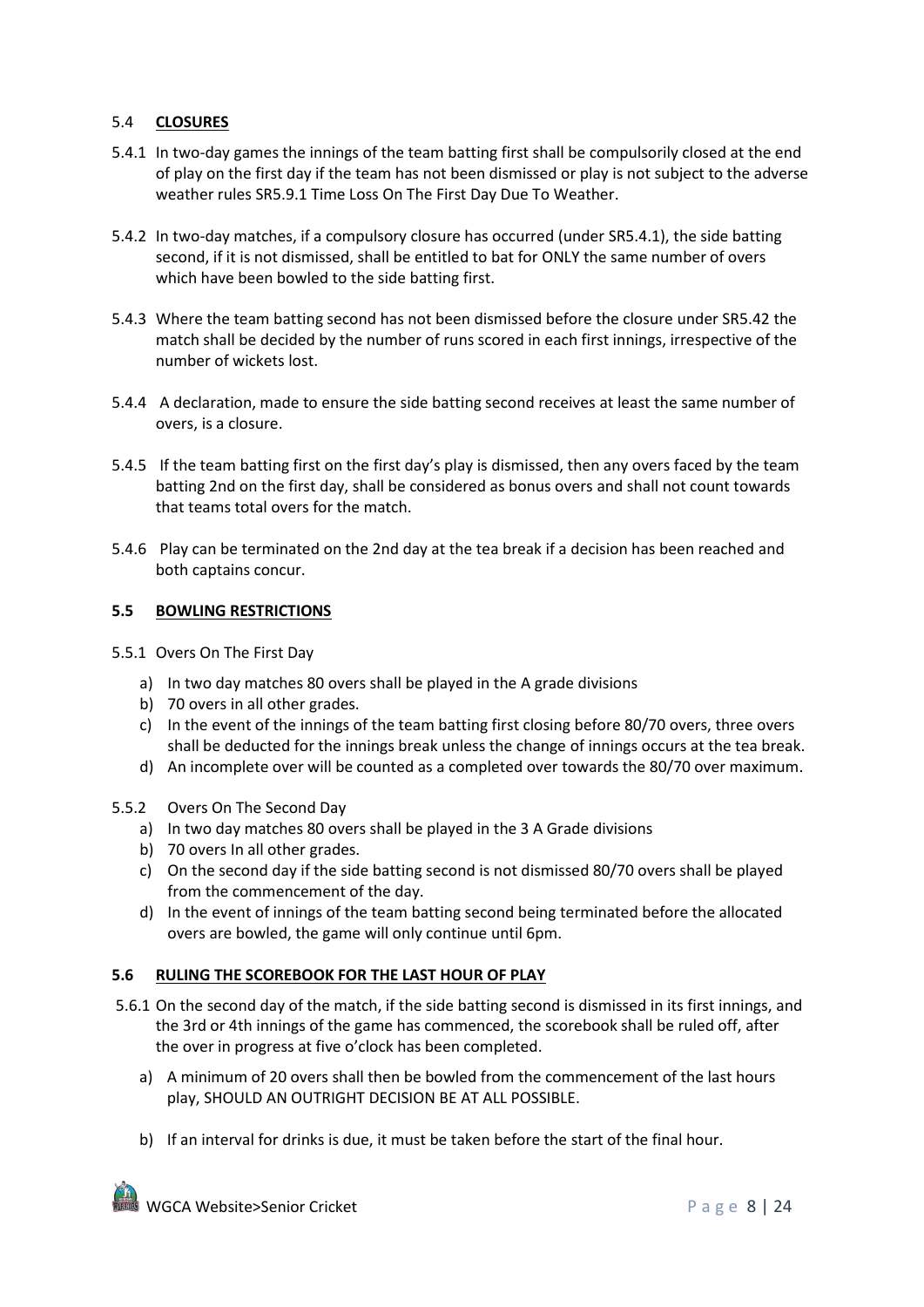## 5.4 **CLOSURES**

5.4.1 In two-day games the innings of the team batting first shall be compulsorily closed at the end of play on the first day if the team has not been dismissed or play is not subject to the adverse weather rules SR5.9.1 Time Loss On The First Day Due To Weather.

5.4.2 In two-day matches, if a compulsory closure has occurred (under SR5.4.1), the side batting second, if it is not dismissed, shall be entitled to bat for ONLY the same number of overs which have been bowled to the side batting first.

5.4.3 Where the team batting second has not been dismissed before the closure under SR5.42 the match shall be decided by the number of runs scored in each first innings, irrespective of the number of wickets lost.

5.4.4 A declaration, made to ensure the side batting second receives at least the same number of overs, is a closure.

5.4.5 If the team batting first on the first day's play is dismissed, then any overs faced by the team batting 2nd on the first day, shall be considered as bonus overs and shall not count towards that teams total overs for the match.

5.4.6 Play can be terminated on the 2nd day at the tea break if a decision has been reached and both captains concur.

## 5.5 **BOWLING RESTRICTIONS**

5.5.1 Overs On The First Day

a) In two day matches 80 overs shall be played in the A grade divisions
b) 70 overs in all other grades.
c) In the event of the innings of the team batting first closing before 80/70 overs, three overs shall be deducted for the innings break unless the change of innings occurs at the tea break.
d) An incomplete over will be counted as a completed over towards the 80/70 over maximum.

5.5.2 Overs On The Second Day

a) In two day matches 80 overs shall be played in the 3 A Grade divisions
b) 70 overs In all other grades.
c) On the second day if the side batting second is not dismissed 80/70 overs shall be played from the commencement of the day.
d) In the event of innings of the team batting second being terminated before the allocated overs are bowled, the game will only continue until 6pm.

## 5.6 **RULING THE SCOREBOOK FOR THE LAST HOUR OF PLAY**

5.6.1 On the second day of the match, if the side batting second is dismissed in its first innings, and the 3rd or 4th innings of the game has commenced, the scorebook shall be ruled off, after the over in progress at five o'clock has been completed.

a) A minimum of 20 overs shall then be bowled from the commencement of the last hours play, SHOULD AN OUTRIGHT DECISION BE AT ALL POSSIBLE.

b) If an interval for drinks is due, it must be taken before the start of the final hour.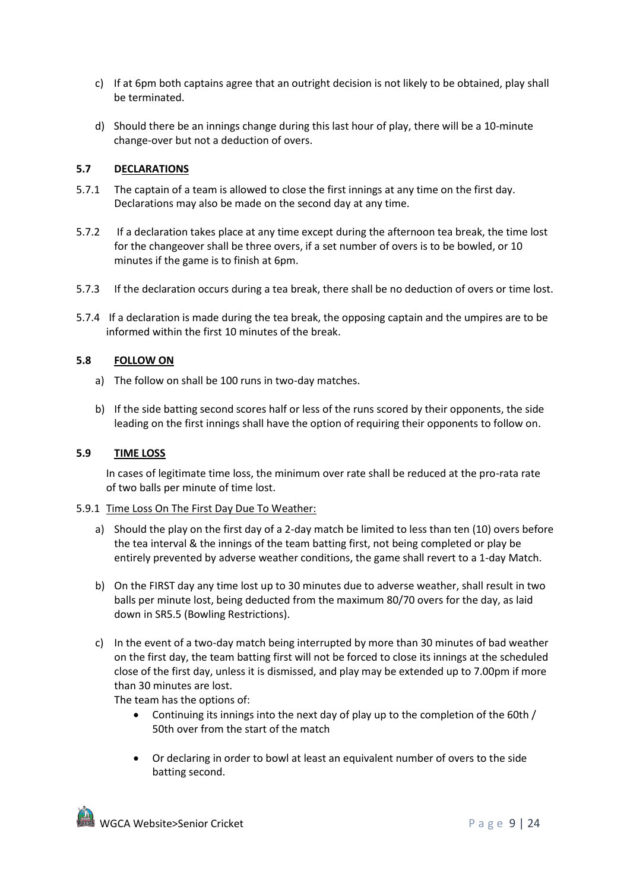c) If at 6pm both captains agree that an outright decision is not likely to be obtained, play shall be terminated.

d) Should there be an innings change during this last hour of play, there will be a 10-minute change-over but not a deduction of overs.

### 5.7 DECLARATIONS

5.7.1 The captain of a team is allowed to close the first innings at any time on the first day. Declarations may also be made on the second day at any time.

5.7.2 If a declaration takes place at any time except during the afternoon tea break, the time lost for the changeover shall be three overs, if a set number of overs is to be bowled, or 10 minutes if the game is to finish at 6pm.

5.7.3 If the declaration occurs during a tea break, there shall be no deduction of overs or time lost.

5.7.4 If a declaration is made during the tea break, the opposing captain and the umpires are to be informed within the first 10 minutes of the break.

### 5.8 FOLLOW ON

a) The follow on shall be 100 runs in two-day matches.

b) If the side batting second scores half or less of the runs scored by their opponents, the side leading on the first innings shall have the option of requiring their opponents to follow on.

### 5.9 TIME LOSS

In cases of legitimate time loss, the minimum over rate shall be reduced at the pro-rata rate of two balls per minute of time lost.

5.9.1 Time Loss On The First Day Due To Weather:

a) Should the play on the first day of a 2-day match be limited to less than ten (10) overs before the tea interval & the innings of the team batting first, not being completed or play be entirely prevented by adverse weather conditions, the game shall revert to a 1-day Match.

b) On the FIRST day any time lost up to 30 minutes due to adverse weather, shall result in two balls per minute lost, being deducted from the maximum 80/70 overs for the day, as laid down in SR5.5 (Bowling Restrictions).

c) In the event of a two-day match being interrupted by more than 30 minutes of bad weather on the first day, the team batting first will not be forced to close its innings at the scheduled close of the first day, unless it is dismissed, and play may be extended up to 7.00pm if more than 30 minutes are lost.
The team has the options of:
   - Continuing its innings into the next day of play up to the completion of the 60th / 50th over from the start of the match
   - Or declaring in order to bowl at least an equivalent number of overs to the side batting second.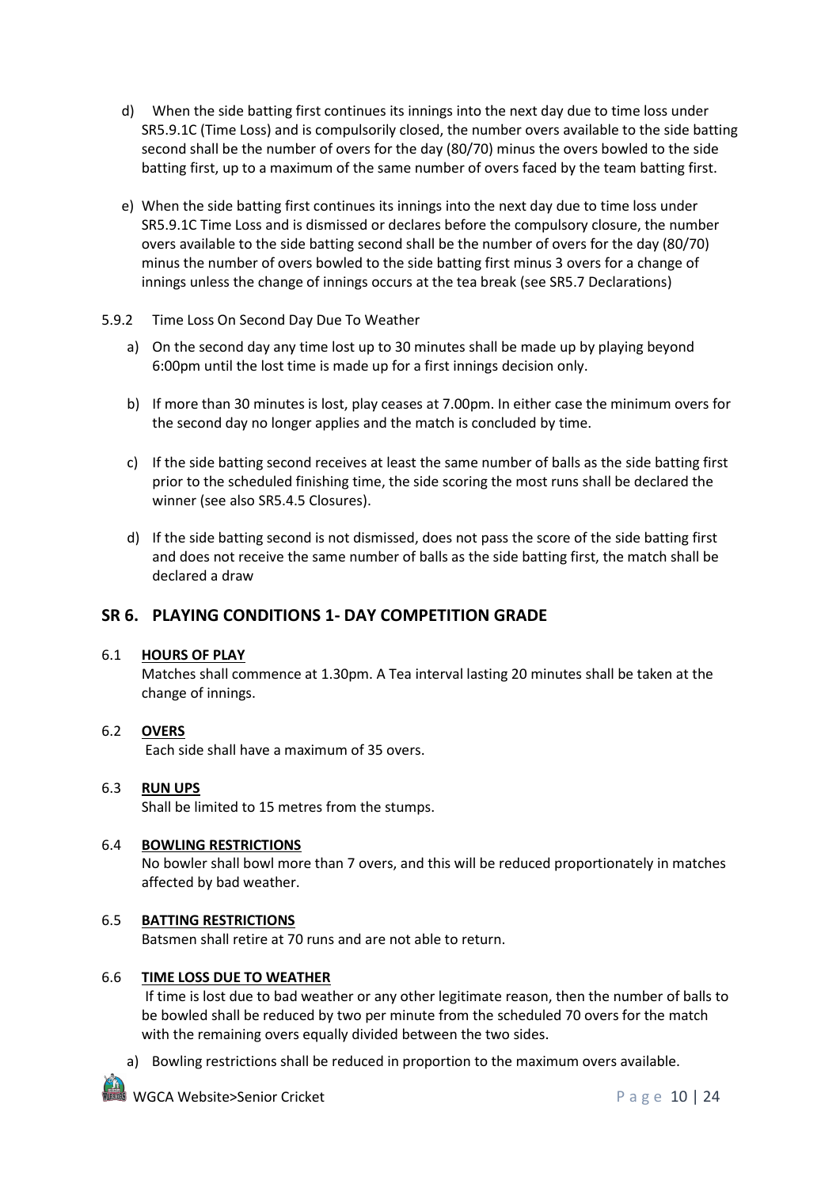d) When the side batting first continues its innings into the next day due to time loss under SR5.9.1C (Time Loss) and is compulsorily closed, the number overs available to the side batting second shall be the number of overs for the day (80/70) minus the overs bowled to the side batting first, up to a maximum of the same number of overs faced by the team batting first.

e) When the side batting first continues its innings into the next day due to time loss under SR5.9.1C Time Loss and is dismissed or declares before the compulsory closure, the number overs available to the side batting second shall be the number of overs for the day (80/70) minus the number of overs bowled to the side batting first minus 3 overs for a change of innings unless the change of innings occurs at the tea break (see SR5.7 Declarations)

5.9.2 Time Loss On Second Day Due To Weather

a) On the second day any time lost up to 30 minutes shall be made up by playing beyond 6:00pm until the lost time is made up for a first innings decision only.

b) If more than 30 minutes is lost, play ceases at 7.00pm. In either case the minimum overs for the second day no longer applies and the match is concluded by time.

c) If the side batting second receives at least the same number of balls as the side batting first prior to the scheduled finishing time, the side scoring the most runs shall be declared the winner (see also SR5.4.5 Closures).

d) If the side batting second is not dismissed, does not pass the score of the side batting first and does not receive the same number of balls as the side batting first, the match shall be declared a draw

## SR 6. PLAYING CONDITIONS 1- DAY COMPETITION GRADE

6.1 **HOURS OF PLAY**

Matches shall commence at 1.30pm. A Tea interval lasting 20 minutes shall be taken at the change of innings.

6.2 **OVERS**

Each side shall have a maximum of 35 overs.

6.3 **RUN UPS**

Shall be limited to 15 metres from the stumps.

6.4 **BOWLING RESTRICTIONS**

No bowler shall bowl more than 7 overs, and this will be reduced proportionately in matches affected by bad weather.

6.5 **BATTING RESTRICTIONS**

Batsmen shall retire at 70 runs and are not able to return.

6.6 **TIME LOSS DUE TO WEATHER**

If time is lost due to bad weather or any other legitimate reason, then the number of balls to be bowled shall be reduced by two per minute from the scheduled 70 overs for the match with the remaining overs equally divided between the two sides.

a) Bowling restrictions shall be reduced in proportion to the maximum overs available.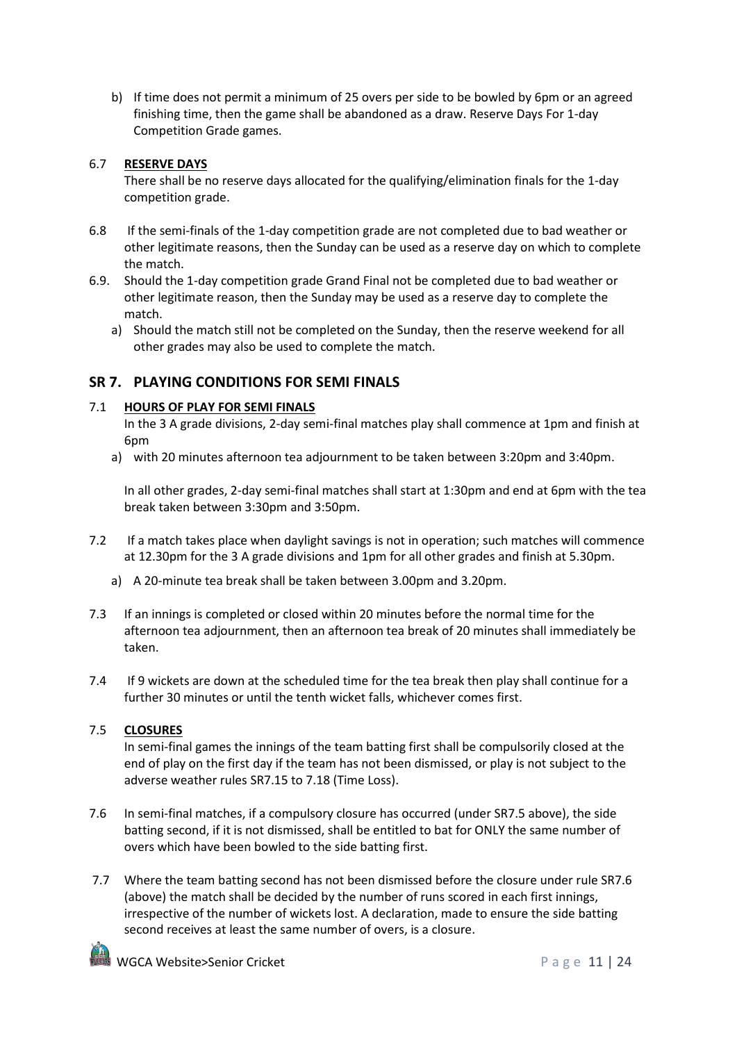b) If time does not permit a minimum of 25 overs per side to be bowled by 6pm or an agreed finishing time, then the game shall be abandoned as a draw. Reserve Days For 1-day Competition Grade games.

6.7 **RESERVE DAYS**

There shall be no reserve days allocated for the qualifying/elimination finals for the 1-day competition grade.

6.8 If the semi-finals of the 1-day competition grade are not completed due to bad weather or other legitimate reasons, then the Sunday can be used as a reserve day on which to complete the match.

6.9. Should the 1-day competition grade Grand Final not be completed due to bad weather or other legitimate reason, then the Sunday may be used as a reserve day to complete the match.

a) Should the match still not be completed on the Sunday, then the reserve weekend for all other grades may also be used to complete the match.

## SR 7. PLAYING CONDITIONS FOR SEMI FINALS

7.1 **HOURS OF PLAY FOR SEMI FINALS**

In the 3 A grade divisions, 2-day semi-final matches play shall commence at 1pm and finish at 6pm

a) with 20 minutes afternoon tea adjournment to be taken between 3:20pm and 3:40pm.

In all other grades, 2-day semi-final matches shall start at 1:30pm and end at 6pm with the tea break taken between 3:30pm and 3:50pm.

7.2 If a match takes place when daylight savings is not in operation; such matches will commence at 12.30pm for the 3 A grade divisions and 1pm for all other grades and finish at 5.30pm.

a) A 20-minute tea break shall be taken between 3.00pm and 3.20pm.

7.3 If an innings is completed or closed within 20 minutes before the normal time for the afternoon tea adjournment, then an afternoon tea break of 20 minutes shall immediately be taken.

7.4 If 9 wickets are down at the scheduled time for the tea break then play shall continue for a further 30 minutes or until the tenth wicket falls, whichever comes first.

7.5 **CLOSURES**

In semi-final games the innings of the team batting first shall be compulsorily closed at the end of play on the first day if the team has not been dismissed, or play is not subject to the adverse weather rules SR7.15 to 7.18 (Time Loss).

7.6 In semi-final matches, if a compulsory closure has occurred (under SR7.5 above), the side batting second, if it is not dismissed, shall be entitled to bat for ONLY the same number of overs which have been bowled to the side batting first.

7.7 Where the team batting second has not been dismissed before the closure under rule SR7.6 (above) the match shall be decided by the number of runs scored in each first innings, irrespective of the number of wickets lost. A declaration, made to ensure the side batting second receives at least the same number of overs, is a closure.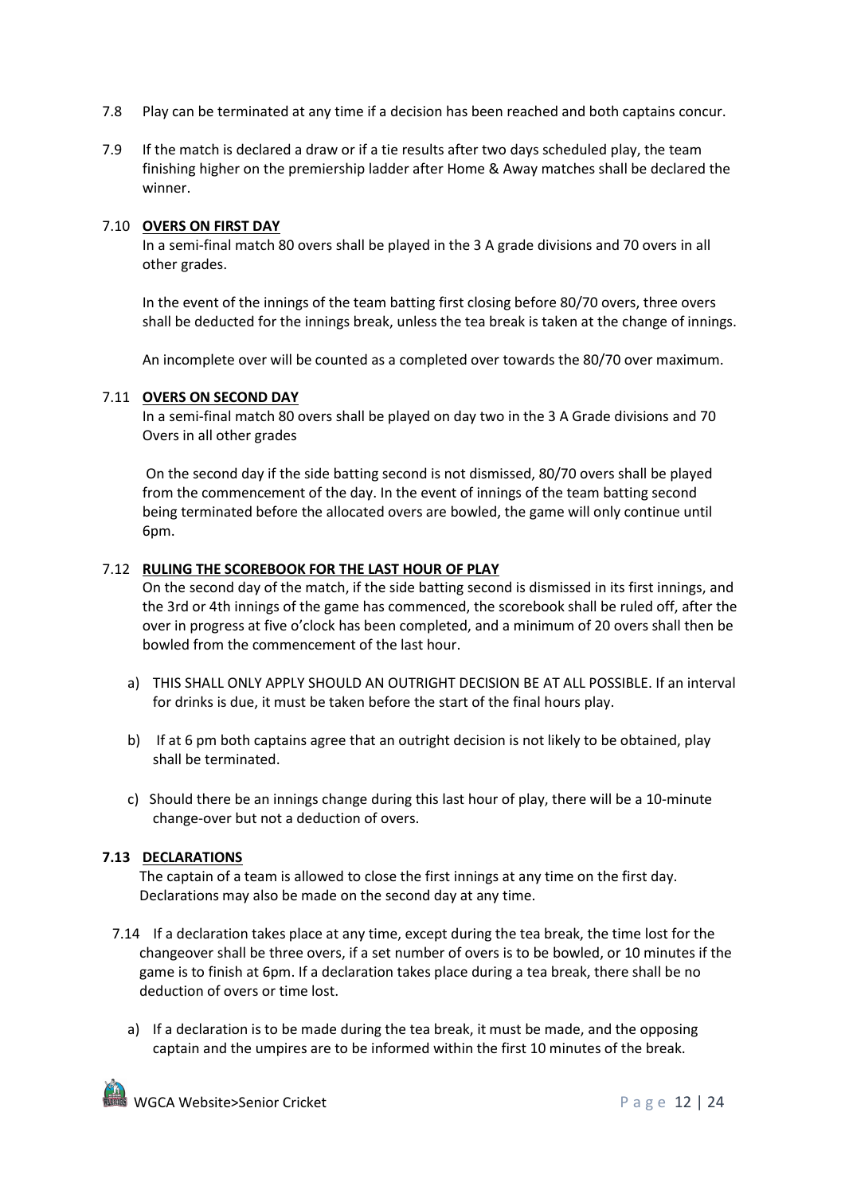7.8 Play can be terminated at any time if a decision has been reached and both captains concur.

7.9 If the match is declared a draw or if a tie results after two days scheduled play, the team finishing higher on the premiership ladder after Home & Away matches shall be declared the winner.

7.10 **OVERS ON FIRST DAY**

In a semi-final match 80 overs shall be played in the 3 A grade divisions and 70 overs in all other grades.

In the event of the innings of the team batting first closing before 80/70 overs, three overs shall be deducted for the innings break, unless the tea break is taken at the change of innings.

An incomplete over will be counted as a completed over towards the 80/70 over maximum.

7.11 **OVERS ON SECOND DAY**

In a semi-final match 80 overs shall be played on day two in the 3 A Grade divisions and 70 Overs in all other grades

On the second day if the side batting second is not dismissed, 80/70 overs shall be played from the commencement of the day. In the event of innings of the team batting second being terminated before the allocated overs are bowled, the game will only continue until 6pm.

7.12 **RULING THE SCOREBOOK FOR THE LAST HOUR OF PLAY**

On the second day of the match, if the side batting second is dismissed in its first innings, and the 3rd or 4th innings of the game has commenced, the scorebook shall be ruled off, after the over in progress at five o'clock has been completed, and a minimum of 20 overs shall then be bowled from the commencement of the last hour.

a) THIS SHALL ONLY APPLY SHOULD AN OUTRIGHT DECISION BE AT ALL POSSIBLE. If an interval for drinks is due, it must be taken before the start of the final hours play.

b) If at 6 pm both captains agree that an outright decision is not likely to be obtained, play shall be terminated.

c) Should there be an innings change during this last hour of play, there will be a 10-minute change-over but not a deduction of overs.

**7.13 DECLARATIONS**

The captain of a team is allowed to close the first innings at any time on the first day. Declarations may also be made on the second day at any time.

7.14 If a declaration takes place at any time, except during the tea break, the time lost for the changeover shall be three overs, if a set number of overs is to be bowled, or 10 minutes if the game is to finish at 6pm. If a declaration takes place during a tea break, there shall be no deduction of overs or time lost.

a) If a declaration is to be made during the tea break, it must be made, and the opposing captain and the umpires are to be informed within the first 10 minutes of the break.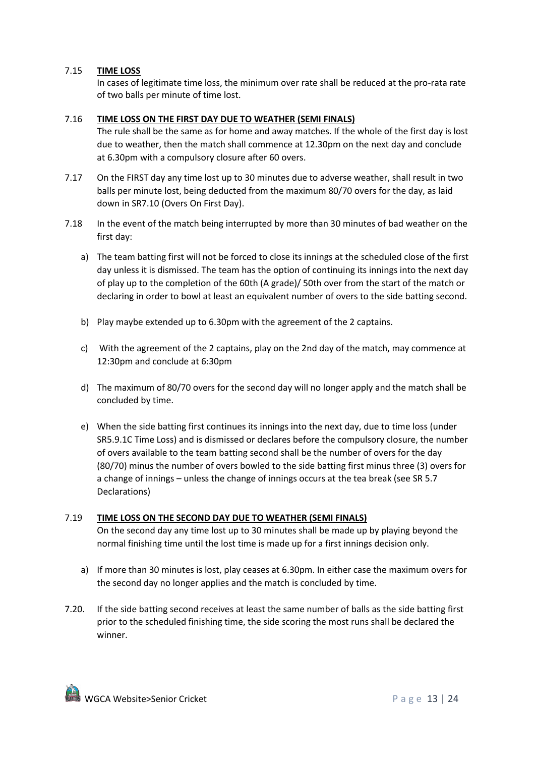7.15 **TIME LOSS**

In cases of legitimate time loss, the minimum over rate shall be reduced at the pro-rata rate of two balls per minute of time lost.

7.16 **TIME LOSS ON THE FIRST DAY DUE TO WEATHER (SEMI FINALS)**

The rule shall be the same as for home and away matches. If the whole of the first day is lost due to weather, then the match shall commence at 12.30pm on the next day and conclude at 6.30pm with a compulsory closure after 60 overs.

7.17 On the FIRST day any time lost up to 30 minutes due to adverse weather, shall result in two balls per minute lost, being deducted from the maximum 80/70 overs for the day, as laid down in SR7.10 (Overs On First Day).

7.18 In the event of the match being interrupted by more than 30 minutes of bad weather on the first day:

a) The team batting first will not be forced to close its innings at the scheduled close of the first day unless it is dismissed. The team has the option of continuing its innings into the next day of play up to the completion of the 60th (A grade)/ 50th over from the start of the match or declaring in order to bowl at least an equivalent number of overs to the side batting second.

b) Play maybe extended up to 6.30pm with the agreement of the 2 captains.

c) With the agreement of the 2 captains, play on the 2nd day of the match, may commence at 12:30pm and conclude at 6:30pm

d) The maximum of 80/70 overs for the second day will no longer apply and the match shall be concluded by time.

e) When the side batting first continues its innings into the next day, due to time loss (under SR5.9.1C Time Loss) and is dismissed or declares before the compulsory closure, the number of overs available to the team batting second shall be the number of overs for the day (80/70) minus the number of overs bowled to the side batting first minus three (3) overs for a change of innings – unless the change of innings occurs at the tea break (see SR 5.7 Declarations)

7.19 **TIME LOSS ON THE SECOND DAY DUE TO WEATHER (SEMI FINALS)**

On the second day any time lost up to 30 minutes shall be made up by playing beyond the normal finishing time until the lost time is made up for a first innings decision only.

a) If more than 30 minutes is lost, play ceases at 6.30pm. In either case the maximum overs for the second day no longer applies and the match is concluded by time.

7.20. If the side batting second receives at least the same number of balls as the side batting first prior to the scheduled finishing time, the side scoring the most runs shall be declared the winner.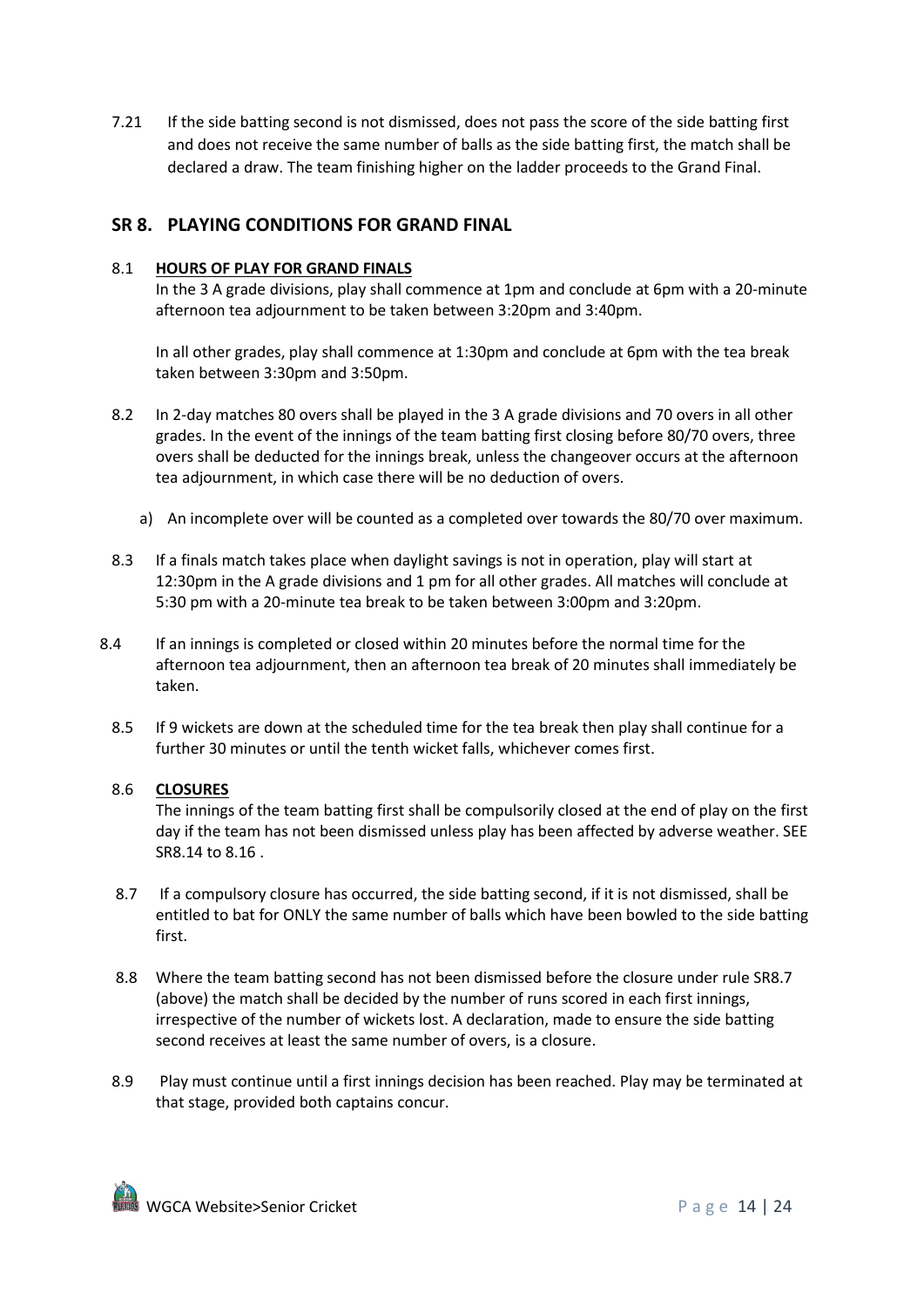7.21 If the side batting second is not dismissed, does not pass the score of the side batting first and does not receive the same number of balls as the side batting first, the match shall be declared a draw. The team finishing higher on the ladder proceeds to the Grand Final.

## SR 8. PLAYING CONDITIONS FOR GRAND FINAL

8.1 **HOURS OF PLAY FOR GRAND FINALS**

In the 3 A grade divisions, play shall commence at 1pm and conclude at 6pm with a 20-minute afternoon tea adjournment to be taken between 3:20pm and 3:40pm.

In all other grades, play shall commence at 1:30pm and conclude at 6pm with the tea break taken between 3:30pm and 3:50pm.

8.2 In 2-day matches 80 overs shall be played in the 3 A grade divisions and 70 overs in all other grades. In the event of the innings of the team batting first closing before 80/70 overs, three overs shall be deducted for the innings break, unless the changeover occurs at the afternoon tea adjournment, in which case there will be no deduction of overs.

a) An incomplete over will be counted as a completed over towards the 80/70 over maximum.

8.3 If a finals match takes place when daylight savings is not in operation, play will start at 12:30pm in the A grade divisions and 1 pm for all other grades. All matches will conclude at 5:30 pm with a 20-minute tea break to be taken between 3:00pm and 3:20pm.

8.4 If an innings is completed or closed within 20 minutes before the normal time for the afternoon tea adjournment, then an afternoon tea break of 20 minutes shall immediately be taken.

8.5 If 9 wickets are down at the scheduled time for the tea break then play shall continue for a further 30 minutes or until the tenth wicket falls, whichever comes first.

8.6 **CLOSURES**

The innings of the team batting first shall be compulsorily closed at the end of play on the first day if the team has not been dismissed unless play has been affected by adverse weather. SEE SR8.14 to 8.16 .

8.7 If a compulsory closure has occurred, the side batting second, if it is not dismissed, shall be entitled to bat for ONLY the same number of balls which have been bowled to the side batting first.

8.8 Where the team batting second has not been dismissed before the closure under rule SR8.7 (above) the match shall be decided by the number of runs scored in each first innings, irrespective of the number of wickets lost. A declaration, made to ensure the side batting second receives at least the same number of overs, is a closure.

8.9 Play must continue until a first innings decision has been reached. Play may be terminated at that stage, provided both captains concur.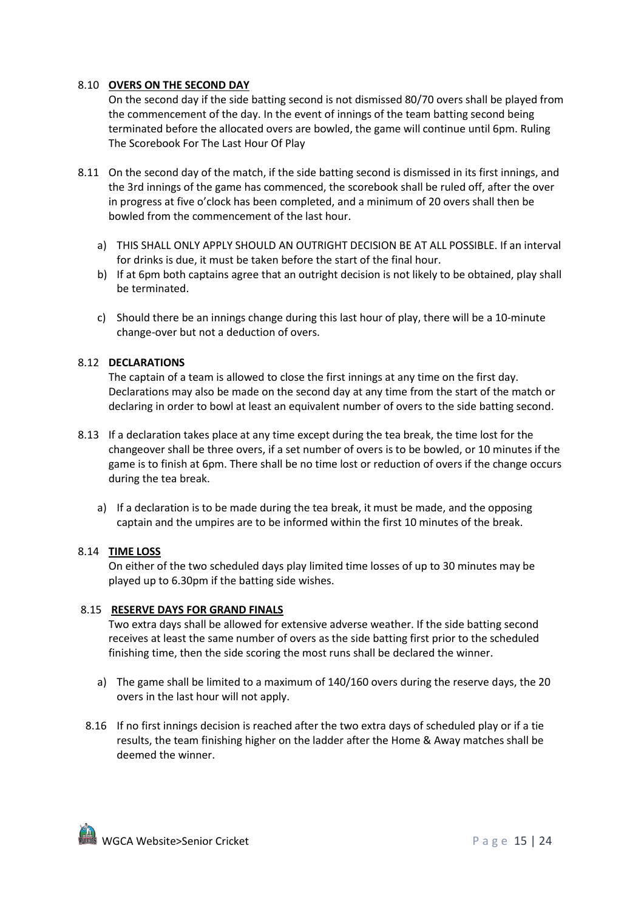8.10 **OVERS ON THE SECOND DAY**

On the second day if the side batting second is not dismissed 80/70 overs shall be played from the commencement of the day. In the event of innings of the team batting second being terminated before the allocated overs are bowled, the game will continue until 6pm. Ruling The Scorebook For The Last Hour Of Play

8.11 On the second day of the match, if the side batting second is dismissed in its first innings, and the 3rd innings of the game has commenced, the scorebook shall be ruled off, after the over in progress at five o'clock has been completed, and a minimum of 20 overs shall then be bowled from the commencement of the last hour.

   a) THIS SHALL ONLY APPLY SHOULD AN OUTRIGHT DECISION BE AT ALL POSSIBLE. If an interval for drinks is due, it must be taken before the start of the final hour.
   b) If at 6pm both captains agree that an outright decision is not likely to be obtained, play shall be terminated.
   c) Should there be an innings change during this last hour of play, there will be a 10-minute change-over but not a deduction of overs.

8.12 **DECLARATIONS**

The captain of a team is allowed to close the first innings at any time on the first day. Declarations may also be made on the second day at any time from the start of the match or declaring in order to bowl at least an equivalent number of overs to the side batting second.

8.13 If a declaration takes place at any time except during the tea break, the time lost for the changeover shall be three overs, if a set number of overs is to be bowled, or 10 minutes if the game is to finish at 6pm. There shall be no time lost or reduction of overs if the change occurs during the tea break.

   a) If a declaration is to be made during the tea break, it must be made, and the opposing captain and the umpires are to be informed within the first 10 minutes of the break.

8.14 **TIME LOSS**

On either of the two scheduled days play limited time losses of up to 30 minutes may be played up to 6.30pm if the batting side wishes.

8.15 **RESERVE DAYS FOR GRAND FINALS**

Two extra days shall be allowed for extensive adverse weather. If the side batting second receives at least the same number of overs as the side batting first prior to the scheduled finishing time, then the side scoring the most runs shall be declared the winner.

   a) The game shall be limited to a maximum of 140/160 overs during the reserve days, the 20 overs in the last hour will not apply.

8.16 If no first innings decision is reached after the two extra days of scheduled play or if a tie results, the team finishing higher on the ladder after the Home & Away matches shall be deemed the winner.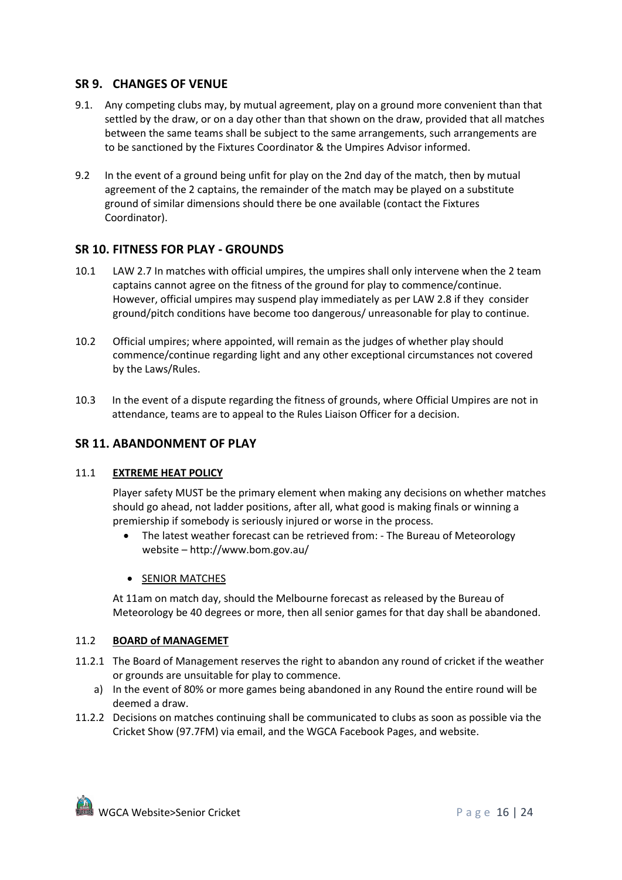## SR 9. CHANGES OF VENUE

9.1. Any competing clubs may, by mutual agreement, play on a ground more convenient than that settled by the draw, or on a day other than that shown on the draw, provided that all matches between the same teams shall be subject to the same arrangements, such arrangements are to be sanctioned by the Fixtures Coordinator & the Umpires Advisor informed.

9.2 In the event of a ground being unfit for play on the 2nd day of the match, then by mutual agreement of the 2 captains, the remainder of the match may be played on a substitute ground of similar dimensions should there be one available (contact the Fixtures Coordinator).

## SR 10. FITNESS FOR PLAY - GROUNDS

10.1 LAW 2.7 In matches with official umpires, the umpires shall only intervene when the 2 team captains cannot agree on the fitness of the ground for play to commence/continue. However, official umpires may suspend play immediately as per LAW 2.8 if they consider ground/pitch conditions have become too dangerous/ unreasonable for play to continue.

10.2 Official umpires; where appointed, will remain as the judges of whether play should commence/continue regarding light and any other exceptional circumstances not covered by the Laws/Rules.

10.3 In the event of a dispute regarding the fitness of grounds, where Official Umpires are not in attendance, teams are to appeal to the Rules Liaison Officer for a decision.

## SR 11. ABANDONMENT OF PLAY

### 11.1 EXTREME HEAT POLICY

Player safety MUST be the primary element when making any decisions on whether matches should go ahead, not ladder positions, after all, what good is making finals or winning a premiership if somebody is seriously injured or worse in the process.

- The latest weather forecast can be retrieved from: - The Bureau of Meteorology website – http://www.bom.gov.au/
- SENIOR MATCHES

At 11am on match day, should the Melbourne forecast as released by the Bureau of Meteorology be 40 degrees or more, then all senior games for that day shall be abandoned.

### 11.2 BOARD of MANAGEMET

11.2.1 The Board of Management reserves the right to abandon any round of cricket if the weather or grounds are unsuitable for play to commence.

a) In the event of 80% or more games being abandoned in any Round the entire round will be deemed a draw.

11.2.2 Decisions on matches continuing shall be communicated to clubs as soon as possible via the Cricket Show (97.7FM) via email, and the WGCA Facebook Pages, and website.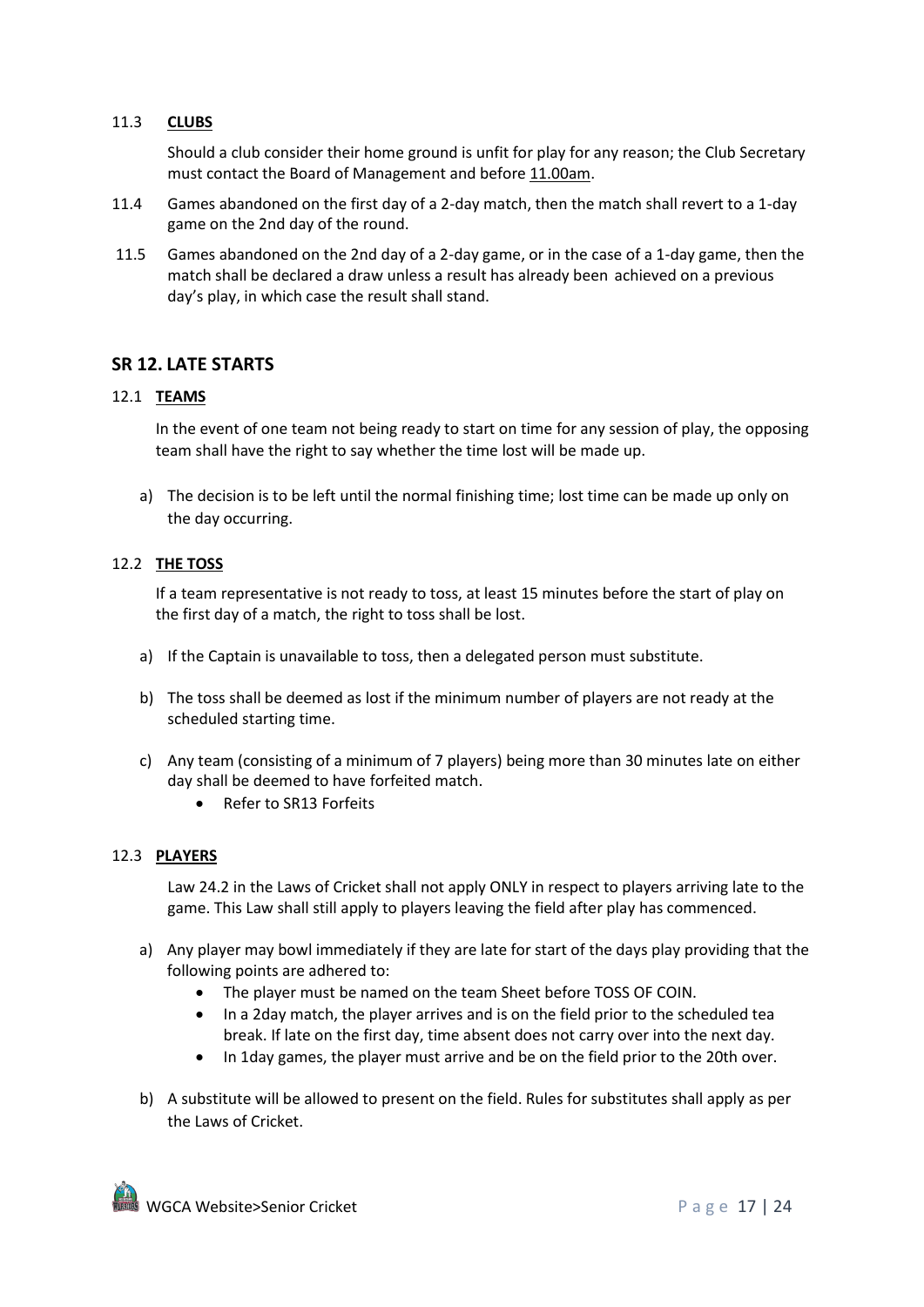11.3 **CLUBS**

Should a club consider their home ground is unfit for play for any reason; the Club Secretary must contact the Board of Management and before 11.00am.

11.4 Games abandoned on the first day of a 2-day match, then the match shall revert to a 1-day game on the 2nd day of the round.

11.5 Games abandoned on the 2nd day of a 2-day game, or in the case of a 1-day game, then the match shall be declared a draw unless a result has already been achieved on a previous day's play, in which case the result shall stand.

## SR 12. LATE STARTS

12.1 **TEAMS**

In the event of one team not being ready to start on time for any session of play, the opposing team shall have the right to say whether the time lost will be made up.

a) The decision is to be left until the normal finishing time; lost time can be made up only on the day occurring.

12.2 **THE TOSS**

If a team representative is not ready to toss, at least 15 minutes before the start of play on the first day of a match, the right to toss shall be lost.

a) If the Captain is unavailable to toss, then a delegated person must substitute.

b) The toss shall be deemed as lost if the minimum number of players are not ready at the scheduled starting time.

c) Any team (consisting of a minimum of 7 players) being more than 30 minutes late on either day shall be deemed to have forfeited match.
   - Refer to SR13 Forfeits

12.3 **PLAYERS**

Law 24.2 in the Laws of Cricket shall not apply ONLY in respect to players arriving late to the game. This Law shall still apply to players leaving the field after play has commenced.

a) Any player may bowl immediately if they are late for start of the days play providing that the following points are adhered to:
   - The player must be named on the team Sheet before TOSS OF COIN.
   - In a 2day match, the player arrives and is on the field prior to the scheduled tea break. If late on the first day, time absent does not carry over into the next day.
   - In 1day games, the player must arrive and be on the field prior to the 20th over.

b) A substitute will be allowed to present on the field. Rules for substitutes shall apply as per the Laws of Cricket.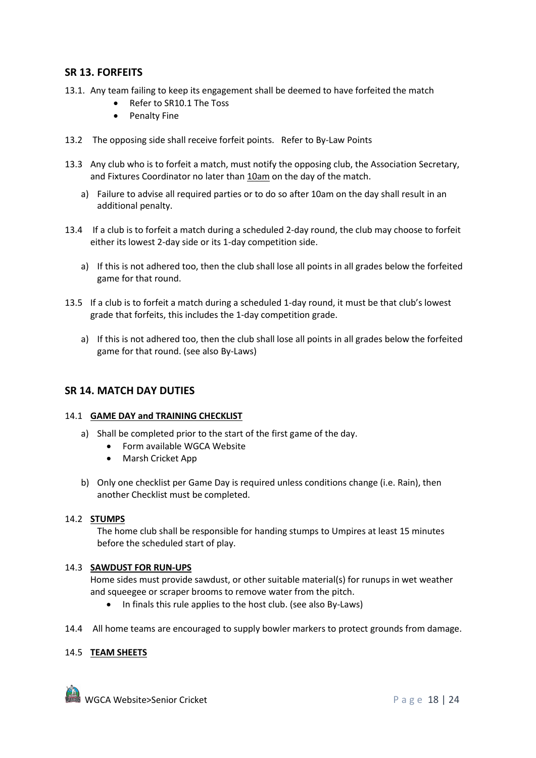## SR 13. FORFEITS

13.1. Any team failing to keep its engagement shall be deemed to have forfeited the match

- Refer to SR10.1 The Toss
- Penalty Fine

13.2 The opposing side shall receive forfeit points. Refer to By-Law Points

13.3 Any club who is to forfeit a match, must notify the opposing club, the Association Secretary, and Fixtures Coordinator no later than 10am on the day of the match.

a) Failure to advise all required parties or to do so after 10am on the day shall result in an additional penalty.

13.4 If a club is to forfeit a match during a scheduled 2-day round, the club may choose to forfeit either its lowest 2-day side or its 1-day competition side.

a) If this is not adhered too, then the club shall lose all points in all grades below the forfeited game for that round.

13.5 If a club is to forfeit a match during a scheduled 1-day round, it must be that club's lowest grade that forfeits, this includes the 1-day competition grade.

a) If this is not adhered too, then the club shall lose all points in all grades below the forfeited game for that round. (see also By-Laws)

## SR 14. MATCH DAY DUTIES

14.1 **GAME DAY and TRAINING CHECKLIST**

a) Shall be completed prior to the start of the first game of the day.
   - Form available WGCA Website
   - Marsh Cricket App

b) Only one checklist per Game Day is required unless conditions change (i.e. Rain), then another Checklist must be completed.

14.2 **STUMPS**

The home club shall be responsible for handing stumps to Umpires at least 15 minutes before the scheduled start of play.

14.3 **SAWDUST FOR RUN-UPS**

Home sides must provide sawdust, or other suitable material(s) for runups in wet weather and squeegee or scraper brooms to remove water from the pitch.

- In finals this rule applies to the host club. (see also By-Laws)

14.4 All home teams are encouraged to supply bowler markers to protect grounds from damage.

14.5 **TEAM SHEETS**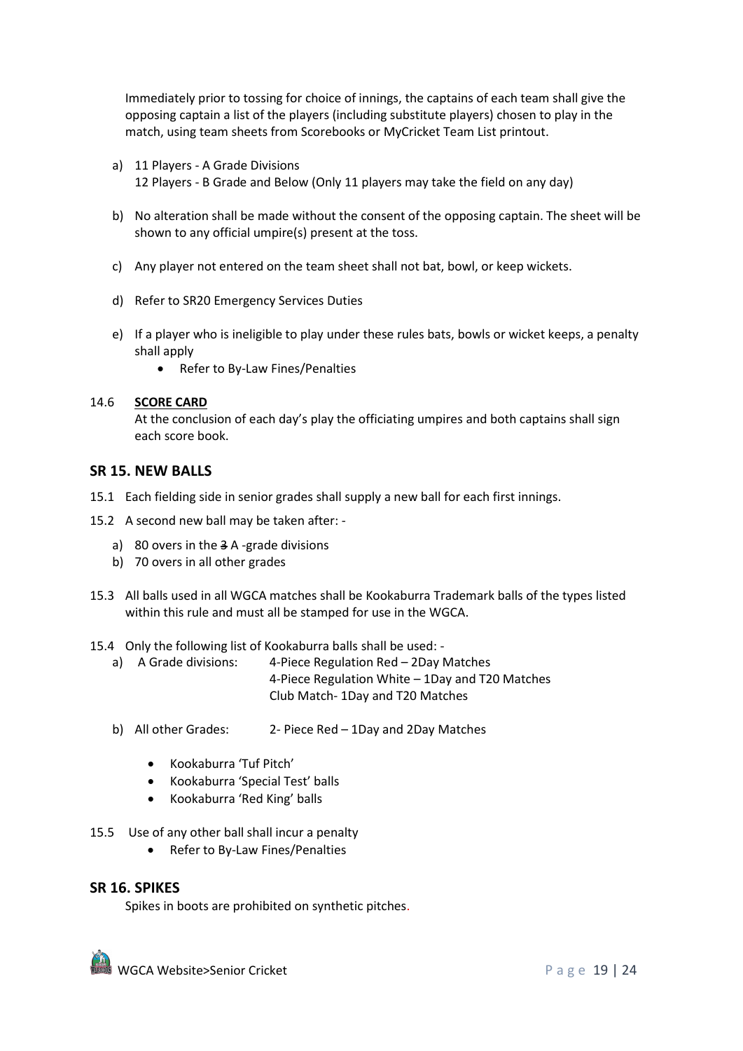Immediately prior to tossing for choice of innings, the captains of each team shall give the opposing captain a list of the players (including substitute players) chosen to play in the match, using team sheets from Scorebooks or MyCricket Team List printout.

a) 11 Players - A Grade Divisions
   12 Players - B Grade and Below (Only 11 players may take the field on any day)

b) No alteration shall be made without the consent of the opposing captain. The sheet will be shown to any official umpire(s) present at the toss.

c) Any player not entered on the team sheet shall not bat, bowl, or keep wickets.

d) Refer to SR20 Emergency Services Duties

e) If a player who is ineligible to play under these rules bats, bowls or wicket keeps, a penalty shall apply
   - Refer to By-Law Fines/Penalties

14.6 **SCORE CARD**

At the conclusion of each day's play the officiating umpires and both captains shall sign each score book.

## SR 15. NEW BALLS

15.1 Each fielding side in senior grades shall supply a new ball for each first innings.

15.2 A second new ball may be taken after: -

a) 80 overs in the ~~3~~ A -grade divisions
b) 70 overs in all other grades

15.3 All balls used in all WGCA matches shall be Kookaburra Trademark balls of the types listed within this rule and must all be stamped for use in the WGCA.

15.4 Only the following list of Kookaburra balls shall be used: -

a) A Grade divisions: 4-Piece Regulation Red – 2Day Matches
   4-Piece Regulation White – 1Day and T20 Matches
   Club Match- 1Day and T20 Matches

b) All other Grades: 2- Piece Red – 1Day and 2Day Matches

   - Kookaburra 'Tuf Pitch'
   - Kookaburra 'Special Test' balls
   - Kookaburra 'Red King' balls

15.5 Use of any other ball shall incur a penalty
   - Refer to By-Law Fines/Penalties

## SR 16. SPIKES

Spikes in boots are prohibited on synthetic pitches.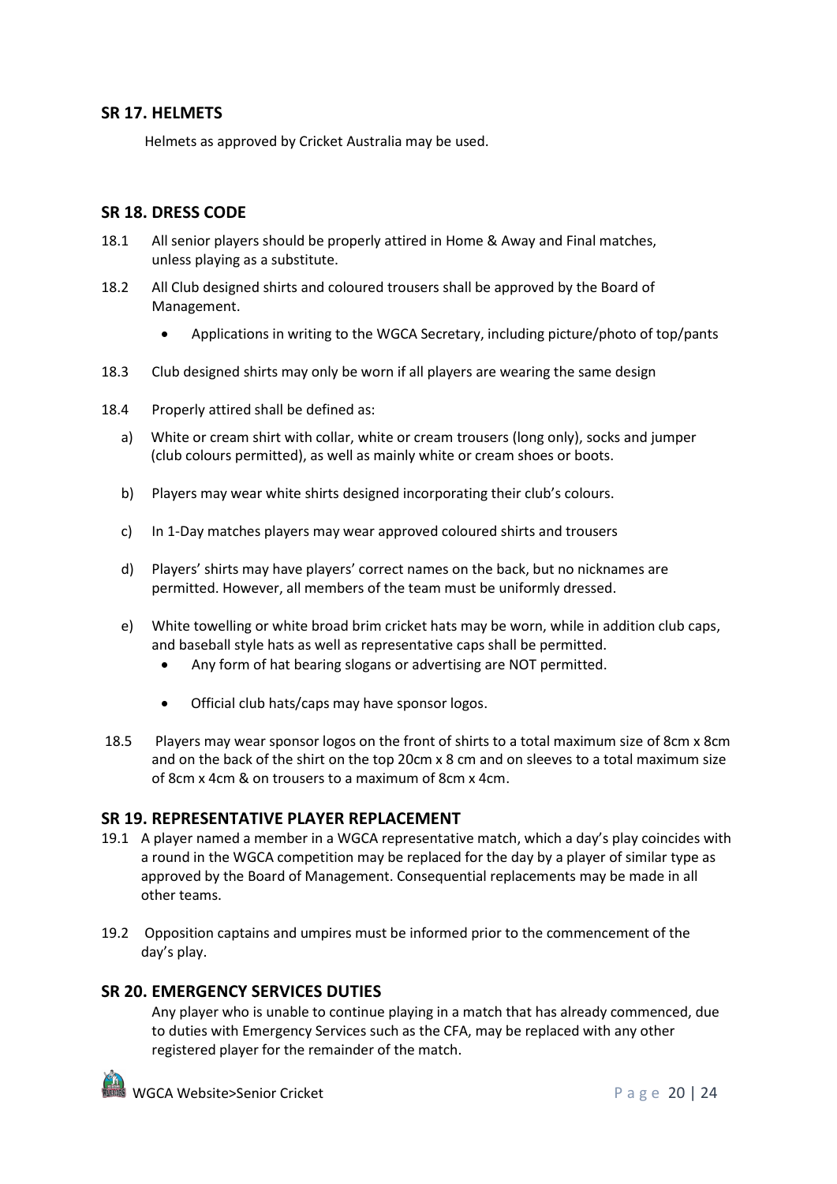## SR 17. HELMETS

Helmets as approved by Cricket Australia may be used.

## SR 18. DRESS CODE

18.1 All senior players should be properly attired in Home & Away and Final matches, unless playing as a substitute.

18.2 All Club designed shirts and coloured trousers shall be approved by the Board of Management.

- Applications in writing to the WGCA Secretary, including picture/photo of top/pants

18.3 Club designed shirts may only be worn if all players are wearing the same design

18.4 Properly attired shall be defined as:

a) White or cream shirt with collar, white or cream trousers (long only), socks and jumper (club colours permitted), as well as mainly white or cream shoes or boots.

b) Players may wear white shirts designed incorporating their club's colours.

c) In 1-Day matches players may wear approved coloured shirts and trousers

d) Players' shirts may have players' correct names on the back, but no nicknames are permitted. However, all members of the team must be uniformly dressed.

e) White towelling or white broad brim cricket hats may be worn, while in addition club caps, and baseball style hats as well as representative caps shall be permitted.

- Any form of hat bearing slogans or advertising are NOT permitted.
- Official club hats/caps may have sponsor logos.

18.5 Players may wear sponsor logos on the front of shirts to a total maximum size of 8cm x 8cm and on the back of the shirt on the top 20cm x 8 cm and on sleeves to a total maximum size of 8cm x 4cm & on trousers to a maximum of 8cm x 4cm.

## SR 19. REPRESENTATIVE PLAYER REPLACEMENT

19.1 A player named a member in a WGCA representative match, which a day's play coincides with a round in the WGCA competition may be replaced for the day by a player of similar type as approved by the Board of Management. Consequential replacements may be made in all other teams.

19.2 Opposition captains and umpires must be informed prior to the commencement of the day's play.

## SR 20. EMERGENCY SERVICES DUTIES

Any player who is unable to continue playing in a match that has already commenced, due to duties with Emergency Services such as the CFA, may be replaced with any other registered player for the remainder of the match.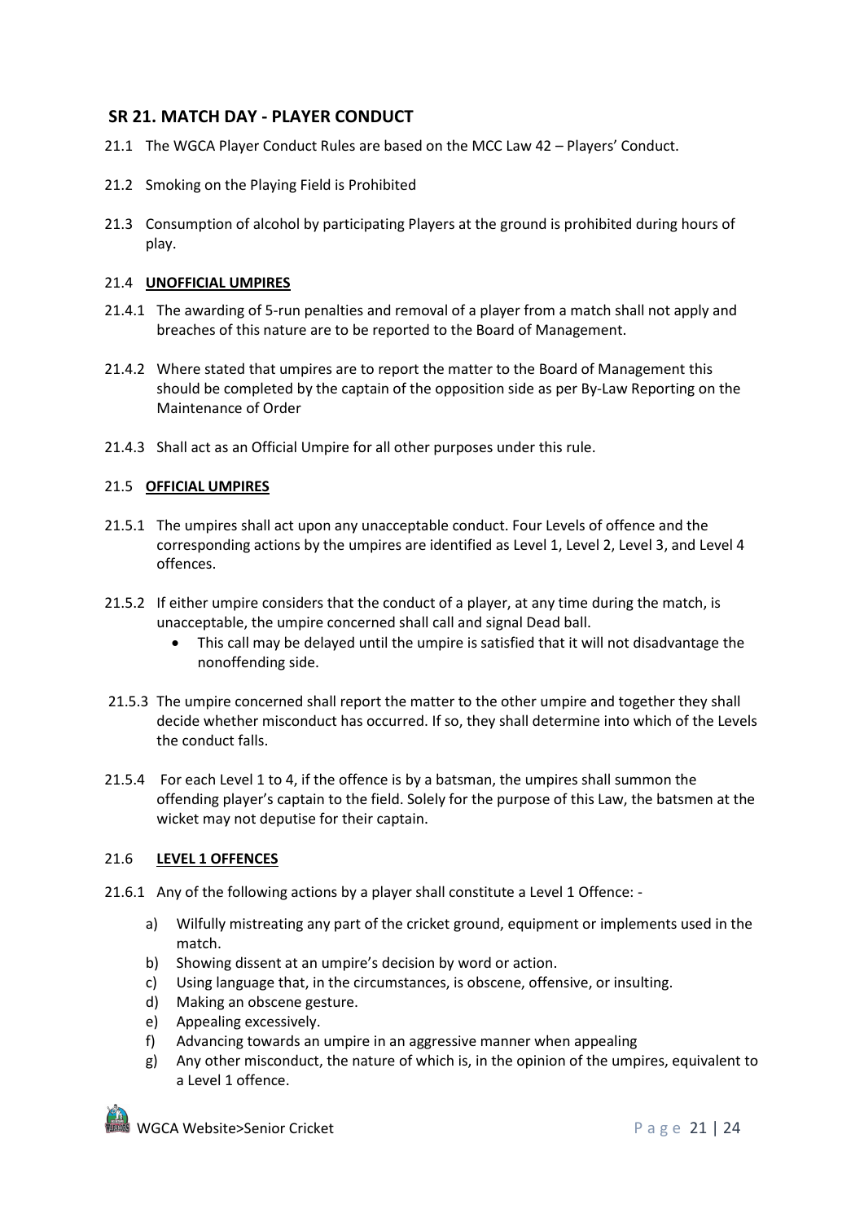## SR 21. MATCH DAY - PLAYER CONDUCT

21.1 The WGCA Player Conduct Rules are based on the MCC Law 42 – Players' Conduct.

21.2 Smoking on the Playing Field is Prohibited

21.3 Consumption of alcohol by participating Players at the ground is prohibited during hours of play.

### 21.4 UNOFFICIAL UMPIRES

21.4.1 The awarding of 5-run penalties and removal of a player from a match shall not apply and breaches of this nature are to be reported to the Board of Management.

21.4.2 Where stated that umpires are to report the matter to the Board of Management this should be completed by the captain of the opposition side as per By-Law Reporting on the Maintenance of Order

21.4.3 Shall act as an Official Umpire for all other purposes under this rule.

### 21.5 OFFICIAL UMPIRES

21.5.1 The umpires shall act upon any unacceptable conduct. Four Levels of offence and the corresponding actions by the umpires are identified as Level 1, Level 2, Level 3, and Level 4 offences.

21.5.2 If either umpire considers that the conduct of a player, at any time during the match, is unacceptable, the umpire concerned shall call and signal Dead ball.

- This call may be delayed until the umpire is satisfied that it will not disadvantage the nonoffending side.

21.5.3 The umpire concerned shall report the matter to the other umpire and together they shall decide whether misconduct has occurred. If so, they shall determine into which of the Levels the conduct falls.

21.5.4 For each Level 1 to 4, if the offence is by a batsman, the umpires shall summon the offending player's captain to the field. Solely for the purpose of this Law, the batsmen at the wicket may not deputise for their captain.

### 21.6 LEVEL 1 OFFENCES

21.6.1 Any of the following actions by a player shall constitute a Level 1 Offence: -

a) Wilfully mistreating any part of the cricket ground, equipment or implements used in the match.
b) Showing dissent at an umpire's decision by word or action.
c) Using language that, in the circumstances, is obscene, offensive, or insulting.
d) Making an obscene gesture.
e) Appealing excessively.
f) Advancing towards an umpire in an aggressive manner when appealing
g) Any other misconduct, the nature of which is, in the opinion of the umpires, equivalent to a Level 1 offence.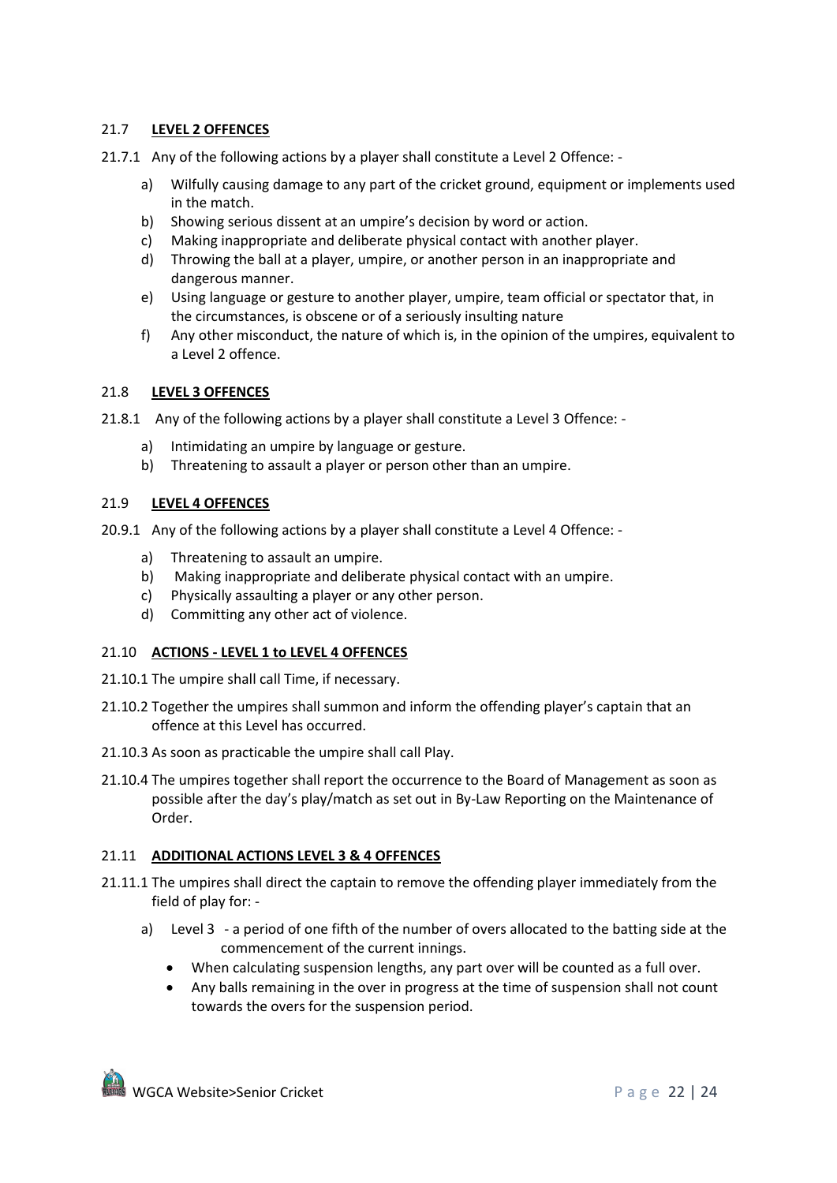21.7 **LEVEL 2 OFFENCES**

21.7.1 Any of the following actions by a player shall constitute a Level 2 Offence: -

a) Wilfully causing damage to any part of the cricket ground, equipment or implements used in the match.
b) Showing serious dissent at an umpire's decision by word or action.
c) Making inappropriate and deliberate physical contact with another player.
d) Throwing the ball at a player, umpire, or another person in an inappropriate and dangerous manner.
e) Using language or gesture to another player, umpire, team official or spectator that, in the circumstances, is obscene or of a seriously insulting nature
f) Any other misconduct, the nature of which is, in the opinion of the umpires, equivalent to a Level 2 offence.

21.8 **LEVEL 3 OFFENCES**

21.8.1 Any of the following actions by a player shall constitute a Level 3 Offence: -

a) Intimidating an umpire by language or gesture.
b) Threatening to assault a player or person other than an umpire.

21.9 **LEVEL 4 OFFENCES**

20.9.1 Any of the following actions by a player shall constitute a Level 4 Offence: -

a) Threatening to assault an umpire.
b) Making inappropriate and deliberate physical contact with an umpire.
c) Physically assaulting a player or any other person.
d) Committing any other act of violence.

21.10 **ACTIONS - LEVEL 1 to LEVEL 4 OFFENCES**

21.10.1 The umpire shall call Time, if necessary.

21.10.2 Together the umpires shall summon and inform the offending player's captain that an offence at this Level has occurred.

21.10.3 As soon as practicable the umpire shall call Play.

21.10.4 The umpires together shall report the occurrence to the Board of Management as soon as possible after the day's play/match as set out in By-Law Reporting on the Maintenance of Order.

21.11 **ADDITIONAL ACTIONS LEVEL 3 & 4 OFFENCES**

21.11.1 The umpires shall direct the captain to remove the offending player immediately from the field of play for: -

a) Level 3 - a period of one fifth of the number of overs allocated to the batting side at the commencement of the current innings.
   - When calculating suspension lengths, any part over will be counted as a full over.
   - Any balls remaining in the over in progress at the time of suspension shall not count towards the overs for the suspension period.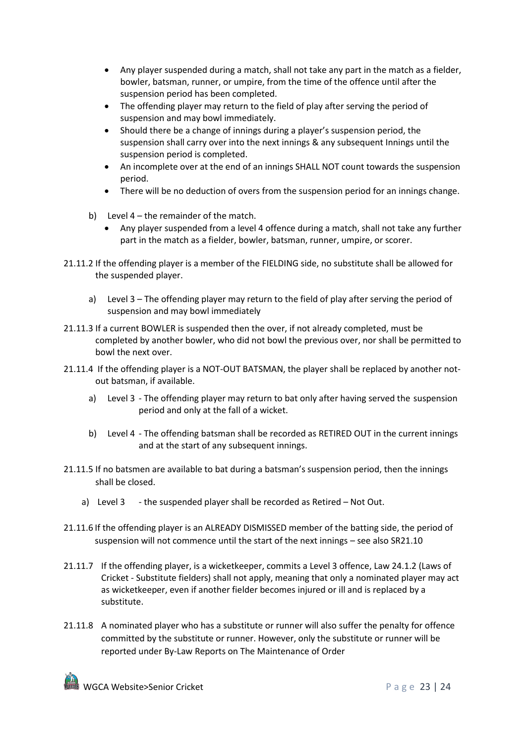- Any player suspended during a match, shall not take any part in the match as a fielder, bowler, batsman, runner, or umpire, from the time of the offence until after the suspension period has been completed.
- The offending player may return to the field of play after serving the period of suspension and may bowl immediately.
- Should there be a change of innings during a player's suspension period, the suspension shall carry over into the next innings & any subsequent Innings until the suspension period is completed.
- An incomplete over at the end of an innings SHALL NOT count towards the suspension period.
- There will be no deduction of overs from the suspension period for an innings change.

b) Level 4 – the remainder of the match.

- Any player suspended from a level 4 offence during a match, shall not take any further part in the match as a fielder, bowler, batsman, runner, umpire, or scorer.

21.11.2 If the offending player is a member of the FIELDING side, no substitute shall be allowed for the suspended player.

a) Level 3 – The offending player may return to the field of play after serving the period of suspension and may bowl immediately

21.11.3 If a current BOWLER is suspended then the over, if not already completed, must be completed by another bowler, who did not bowl the previous over, nor shall be permitted to bowl the next over.

21.11.4 If the offending player is a NOT-OUT BATSMAN, the player shall be replaced by another not-out batsman, if available.

a) Level 3 - The offending player may return to bat only after having served the suspension period and only at the fall of a wicket.

b) Level 4 - The offending batsman shall be recorded as RETIRED OUT in the current innings and at the start of any subsequent innings.

21.11.5 If no batsmen are available to bat during a batsman's suspension period, then the innings shall be closed.

a) Level 3 - the suspended player shall be recorded as Retired – Not Out.

21.11.6 If the offending player is an ALREADY DISMISSED member of the batting side, the period of suspension will not commence until the start of the next innings – see also SR21.10

21.11.7 If the offending player, is a wicketkeeper, commits a Level 3 offence, Law 24.1.2 (Laws of Cricket - Substitute fielders) shall not apply, meaning that only a nominated player may act as wicketkeeper, even if another fielder becomes injured or ill and is replaced by a substitute.

21.11.8 A nominated player who has a substitute or runner will also suffer the penalty for offence committed by the substitute or runner. However, only the substitute or runner will be reported under By-Law Reports on The Maintenance of Order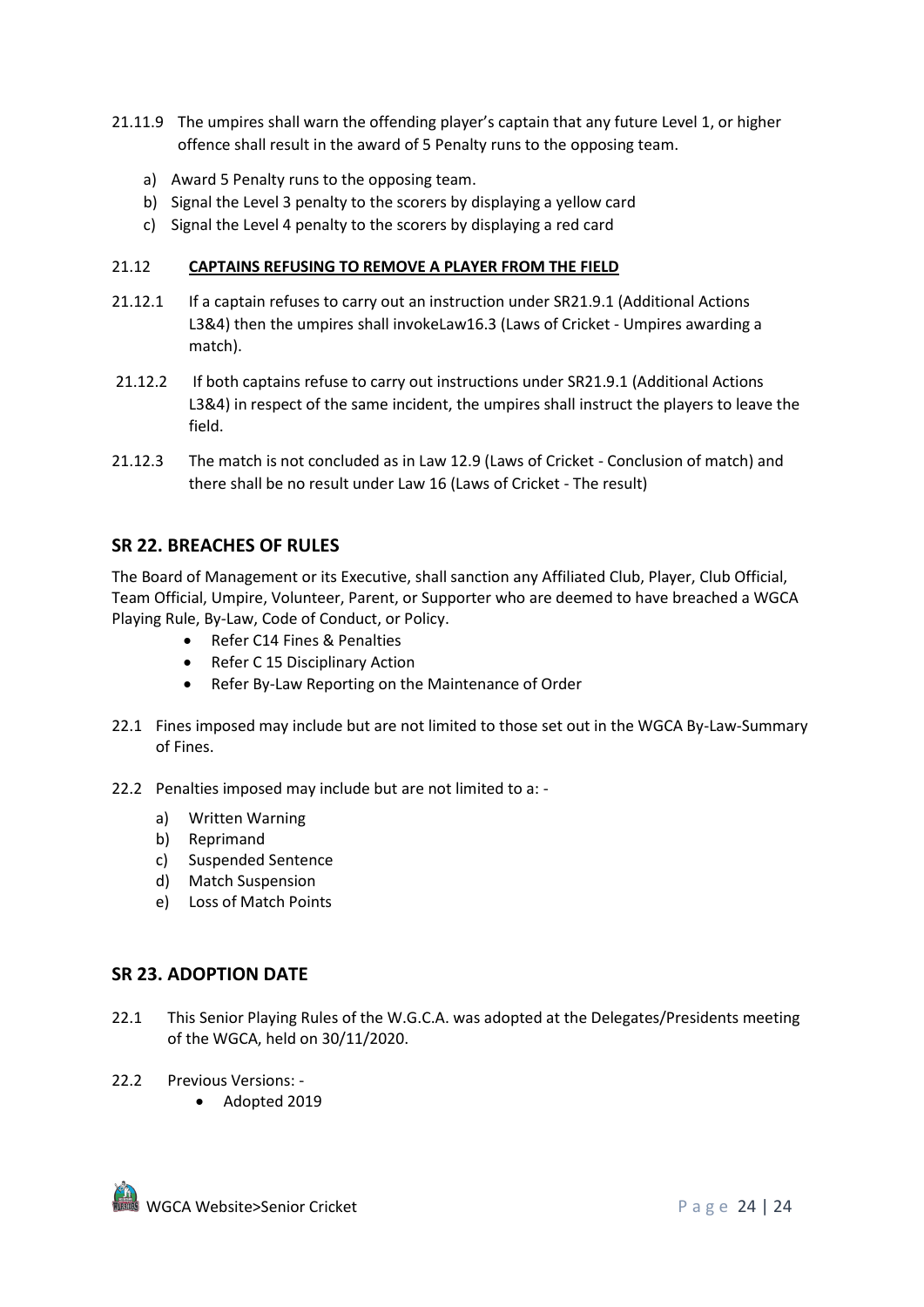21.11.9 The umpires shall warn the offending player's captain that any future Level 1, or higher offence shall result in the award of 5 Penalty runs to the opposing team.

a) Award 5 Penalty runs to the opposing team.
b) Signal the Level 3 penalty to the scorers by displaying a yellow card
c) Signal the Level 4 penalty to the scorers by displaying a red card

### 21.12 **CAPTAINS REFUSING TO REMOVE A PLAYER FROM THE FIELD**

21.12.1 If a captain refuses to carry out an instruction under SR21.9.1 (Additional Actions L3&4) then the umpires shall invokeLaw16.3 (Laws of Cricket - Umpires awarding a match).

21.12.2 If both captains refuse to carry out instructions under SR21.9.1 (Additional Actions L3&4) in respect of the same incident, the umpires shall instruct the players to leave the field.

21.12.3 The match is not concluded as in Law 12.9 (Laws of Cricket - Conclusion of match) and there shall be no result under Law 16 (Laws of Cricket - The result)

## SR 22. BREACHES OF RULES

The Board of Management or its Executive, shall sanction any Affiliated Club, Player, Club Official, Team Official, Umpire, Volunteer, Parent, or Supporter who are deemed to have breached a WGCA Playing Rule, By-Law, Code of Conduct, or Policy.

- Refer C14 Fines & Penalties
- Refer C 15 Disciplinary Action
- Refer By-Law Reporting on the Maintenance of Order

22.1 Fines imposed may include but are not limited to those set out in the WGCA By-Law-Summary of Fines.

22.2 Penalties imposed may include but are not limited to a: -

a) Written Warning
b) Reprimand
c) Suspended Sentence
d) Match Suspension
e) Loss of Match Points

## SR 23. ADOPTION DATE

22.1 This Senior Playing Rules of the W.G.C.A. was adopted at the Delegates/Presidents meeting of the WGCA, held on 30/11/2020.

22.2 Previous Versions: -

- Adopted 2019